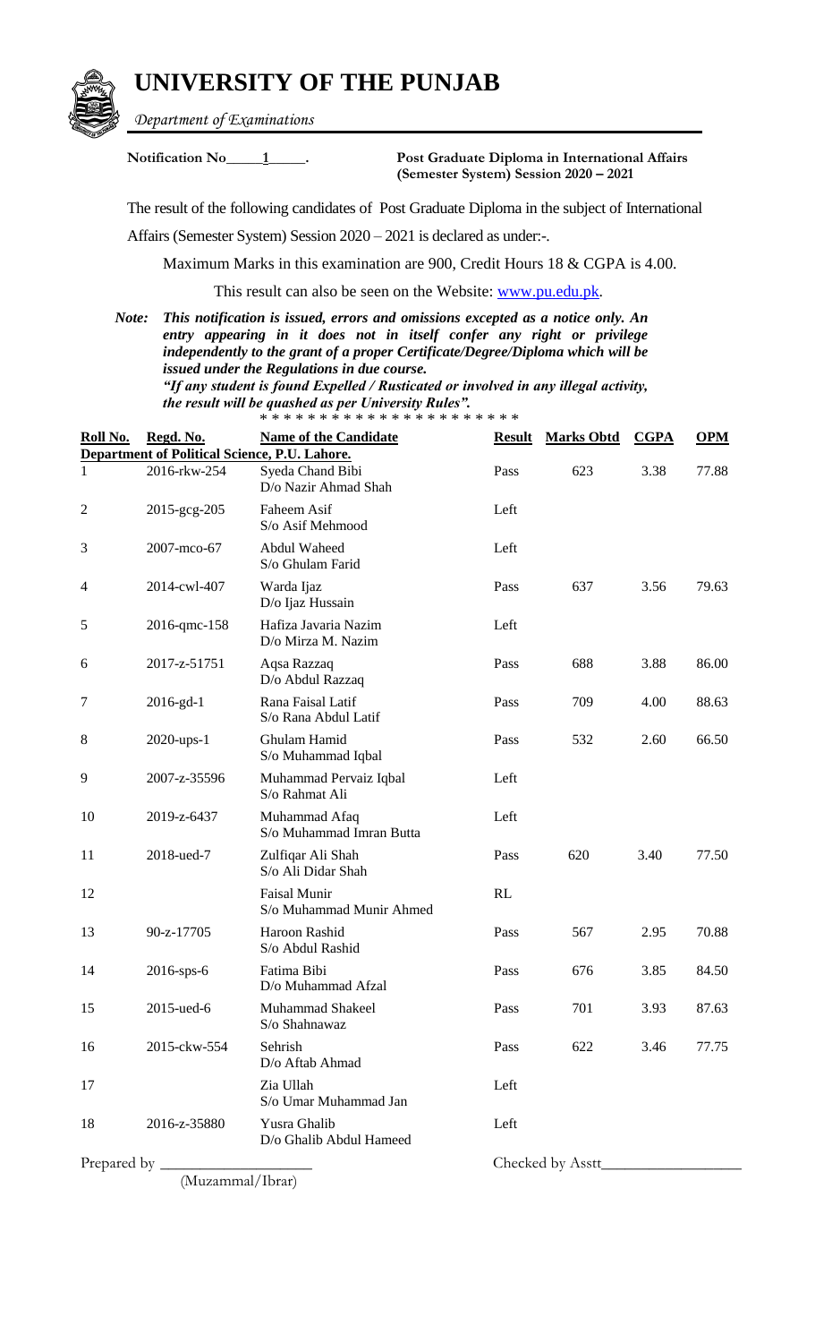# UNIVERSITY OF THE PUNJAB

*Department of Examinations*

**Notification No\_\_\_\_1\_\_\_\_.**

**Post Graduate Diploma in International Affairs (Semester System) Session 2020 – 2021**

The result of the following candidates of Post Graduate Diploma in the subject of International Affairs (Semester System) Session 2020 – 2021 is declared as under:-.

Maximum Marks in this examination are 900, Credit Hours 18 & CGPA is 4.00.

This result can also be seen on the Website: www.pu.edu.pk.

*Note:* ***This notification is issued, errors and omissions excepted as a notice only. An entry appearing in it does not in itself confer any right or privilege independently to the grant of a proper Certificate/Degree/Diploma which will be issued under the Regulations in due course.***
***"If any student is found Expelled / Rusticated or involved in any illegal activity, the result will be quashed as per University Rules".***

\* \* \* \* \* \* \* \* \* \* \* \* \* \* \* \* \* \* \* \* \* \*

| Roll No. | Regd. No. | Name of the Candidate | Result | Marks Obtd | CGPA | OPM |
|---|---|---|---|---|---|---|
| **Department of Political Science, P.U. Lahore.** | | | | | | |
| 1 | 2016-rkw-254 | Syeda Chand Bibi<br>D/o Nazir Ahmad Shah | Pass | 623 | 3.38 | 77.88 |
| 2 | 2015-gcg-205 | Faheem Asif<br>S/o Asif Mehmood | Left | | | |
| 3 | 2007-mco-67 | Abdul Waheed<br>S/o Ghulam Farid | Left | | | |
| 4 | 2014-cwl-407 | Warda Ijaz<br>D/o Ijaz Hussain | Pass | 637 | 3.56 | 79.63 |
| 5 | 2016-qmc-158 | Hafiza Javaria Nazim<br>D/o Mirza M. Nazim | Left | | | |
| 6 | 2017-z-51751 | Aqsa Razzaq<br>D/o Abdul Razzaq | Pass | 688 | 3.88 | 86.00 |
| 7 | 2016-gd-1 | Rana Faisal Latif<br>S/o Rana Abdul Latif | Pass | 709 | 4.00 | 88.63 |
| 8 | 2020-ups-1 | Ghulam Hamid<br>S/o Muhammad Iqbal | Pass | 532 | 2.60 | 66.50 |
| 9 | 2007-z-35596 | Muhammad Pervaiz Iqbal<br>S/o Rahmat Ali | Left | | | |
| 10 | 2019-z-6437 | Muhammad Afaq<br>S/o Muhammad Imran Butta | Left | | | |
| 11 | 2018-ued-7 | Zulfiqar Ali Shah<br>S/o Ali Didar Shah | Pass | 620 | 3.40 | 77.50 |
| 12 | | Faisal Munir<br>S/o Muhammad Munir Ahmed | RL | | | |
| 13 | 90-z-17705 | Haroon Rashid<br>S/o Abdul Rashid | Pass | 567 | 2.95 | 70.88 |
| 14 | 2016-sps-6 | Fatima Bibi<br>D/o Muhammad Afzal | Pass | 676 | 3.85 | 84.50 |
| 15 | 2015-ued-6 | Muhammad Shakeel<br>S/o Shahnawaz | Pass | 701 | 3.93 | 87.63 |
| 16 | 2015-ckw-554 | Sehrish<br>D/o Aftab Ahmad | Pass | 622 | 3.46 | 77.75 |
| 17 | | Zia Ullah<br>S/o Umar Muhammad Jan | Left | | | |
| 18 | 2016-z-35880 | Yusra Ghalib<br>D/o Ghalib Abdul Hameed | Left | | | |

Prepared by \_\_\_\_\_\_\_\_\_\_\_\_\_\_\_\_\_\_
(Muzammal/Ibrar)

Checked by Asstt\_\_\_\_\_\_\_\_\_\_\_\_\_\_\_\_\_\_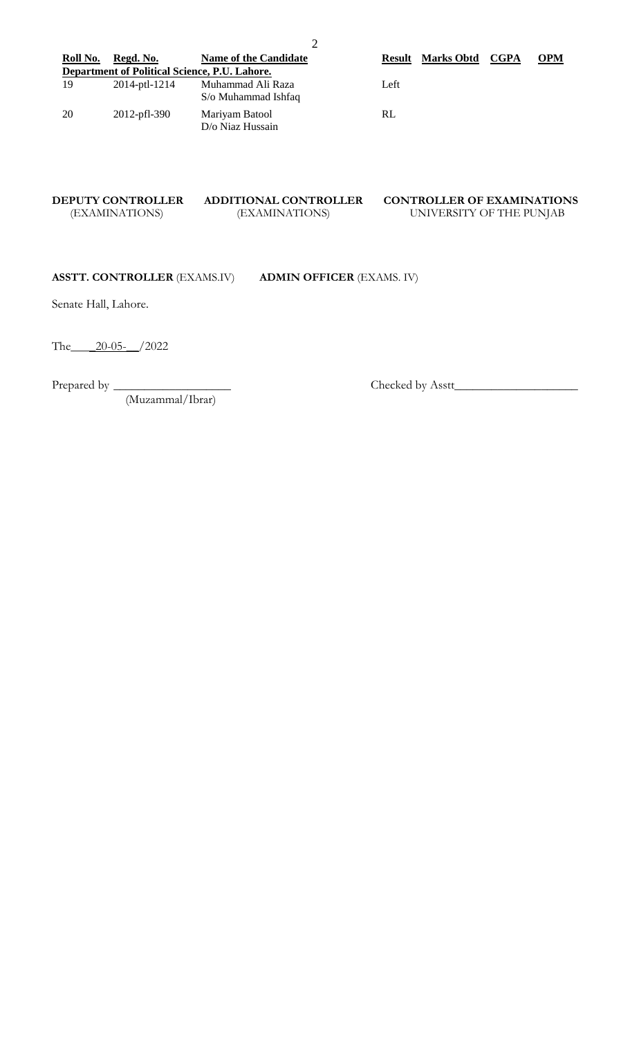| Roll No. | Regd. No. | Name of the Candidate | Result | Marks Obtd | CGPA | OPM |
|---|---|---|---|---|---|---|
| **Department of Political Science, P.U. Lahore.** | | | | | | |
| 19 | 2014-ptl-1214 | Muhammad Ali Raza S/o Muhammad Ishfaq | Left | | | |
| 20 | 2012-pfl-390 | Mariyam Batool D/o Niaz Hussain | RL | | | |

**DEPUTY CONTROLLER** (EXAMINATIONS)

**ADDITIONAL CONTROLLER** (EXAMINATIONS)

**CONTROLLER OF EXAMINATIONS** UNIVERSITY OF THE PUNJAB

**ASSTT. CONTROLLER** (EXAMS.IV)

**ADMIN OFFICER** (EXAMS. IV)

Senate Hall, Lahore.

The\_\_\_\_20-05-\_\_/2022

Prepared by \_\_\_\_\_\_\_\_\_\_\_\_\_\_\_\_\_\_\_
(Muzammal/Ibrar)

Checked by Asstt\_\_\_\_\_\_\_\_\_\_\_\_\_\_\_\_\_\_\_\_